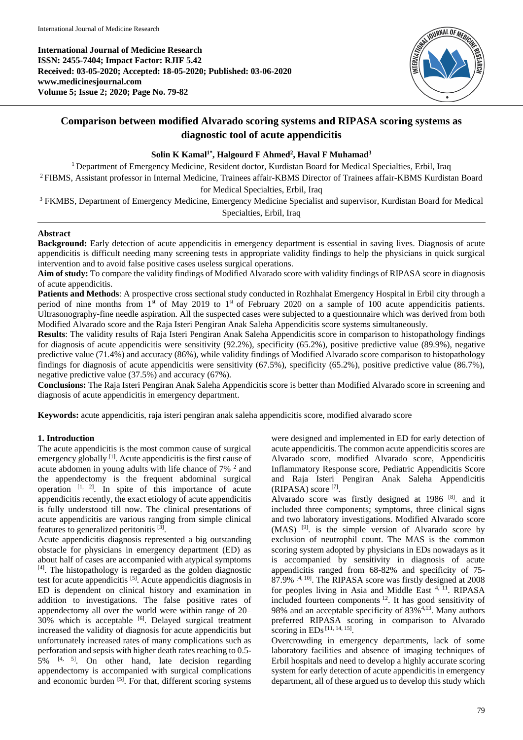**International Journal of Medicine Research**
**ISSN: 2455-7404; Impact Factor: RJIF 5.42**
**Received: 03-05-2020; Accepted: 18-05-2020; Published: 03-06-2020**
**www.medicinesjournal.com**
**Volume 5; Issue 2; 2020; Page No. 79-82**

# Comparison between modified Alvarado scoring systems and RIPASA scoring systems as diagnostic tool of acute appendicitis

**Solin K Kamal[1*], Halgourd F Ahmed[2], Haval F Muhamad[3]**

[1] Department of Emergency Medicine, Resident doctor, Kurdistan Board for Medical Specialties, Erbil, Iraq

[2] FIBMS, Assistant professor in Internal Medicine, Trainees affair-KBMS Director of Trainees affair-KBMS Kurdistan Board for Medical Specialties, Erbil, Iraq

[3] FKMBS, Department of Emergency Medicine, Emergency Medicine Specialist and supervisor, Kurdistan Board for Medical Specialties, Erbil, Iraq

## Abstract

**Background:** Early detection of acute appendicitis in emergency department is essential in saving lives. Diagnosis of acute appendicitis is difficult needing many screening tests in appropriate validity findings to help the physicians in quick surgical intervention and to avoid false positive cases useless surgical operations.

**Aim of study:** To compare the validity findings of Modified Alvarado score with validity findings of RIPASA score in diagnosis of acute appendicitis.

**Patients and Methods**: A prospective cross sectional study conducted in Rozhhalat Emergency Hospital in Erbil city through a period of nine months from 1st of May 2019 to 1st of February 2020 on a sample of 100 acute appendicitis patients. Ultrasonography-fine needle aspiration. All the suspected cases were subjected to a questionnaire which was derived from both Modified Alvarado score and the Raja Isteri Pengiran Anak Saleha Appendicitis score systems simultaneously.

**Results**: The validity results of Raja Isteri Pengiran Anak Saleha Appendicitis score in comparison to histopathology findings for diagnosis of acute appendicitis were sensitivity (92.2%), specificity (65.2%), positive predictive value (89.9%), negative predictive value (71.4%) and accuracy (86%), while validity findings of Modified Alvarado score comparison to histopathology findings for diagnosis of acute appendicitis were sensitivity (67.5%), specificity (65.2%), positive predictive value (86.7%), negative predictive value (37.5%) and accuracy (67%).

**Conclusions:** The Raja Isteri Pengiran Anak Saleha Appendicitis score is better than Modified Alvarado score in screening and diagnosis of acute appendicitis in emergency department.

**Keywords:** acute appendicitis, raja isteri pengiran anak saleha appendicitis score, modified alvarado score

## 1. Introduction

The acute appendicitis is the most common cause of surgical emergency globally [1]. Acute appendicitis is the first cause of acute abdomen in young adults with life chance of 7% [2] and the appendectomy is the frequent abdominal surgical operation [1, 2]. In spite of this importance of acute appendicitis recently, the exact etiology of acute appendicitis is fully understood till now. The clinical presentations of acute appendicitis are various ranging from simple clinical features to generalized peritonitis [3].

Acute appendicitis diagnosis represented a big outstanding obstacle for physicians in emergency department (ED) as about half of cases are accompanied with atypical symptoms [4]. The histopathology is regarded as the golden diagnostic test for acute appendicitis [5]. Acute appendicitis diagnosis in ED is dependent on clinical history and examination in addition to investigations. The false positive rates of appendectomy all over the world were within range of 20–30% which is acceptable [6]. Delayed surgical treatment increased the validity of diagnosis for acute appendicitis but unfortunately increased rates of many complications such as perforation and sepsis with higher death rates reaching to 0.5-5% [4, 5]. On other hand, late decision regarding appendectomy is accompanied with surgical complications and economic burden [5]. For that, different scoring systems were designed and implemented in ED for early detection of acute appendicitis. The common acute appendicitis scores are Alvarado score, modified Alvarado score, Appendicitis Inflammatory Response score, Pediatric Appendicitis Score and Raja Isteri Pengiran Anak Saleha Appendicitis (RIPASA) score [7].

Alvarado score was firstly designed at 1986 [8]. and it included three components; symptoms, three clinical signs and two laboratory investigations. Modified Alvarado score (MAS) [9]. is the simple version of Alvarado score by exclusion of neutrophil count. The MAS is the common scoring system adopted by physicians in EDs nowadays as it is accompanied by sensitivity in diagnosis of acute appendicitis ranged from 68-82% and specificity of 75-87.9% [4, 10]. The RIPASA score was firstly designed at 2008 for peoples living in Asia and Middle East [4, 11]. RIPASA included fourteen components [12]. It has good sensitivity of 98% and an acceptable specificity of 83%[4,13]. Many authors preferred RIPASA scoring in comparison to Alvarado scoring in EDs [11, 14, 15].

Overcrowding in emergency departments, lack of some laboratory facilities and absence of imaging techniques of Erbil hospitals and need to develop a highly accurate scoring system for early detection of acute appendicitis in emergency department, all of these argued us to develop this study which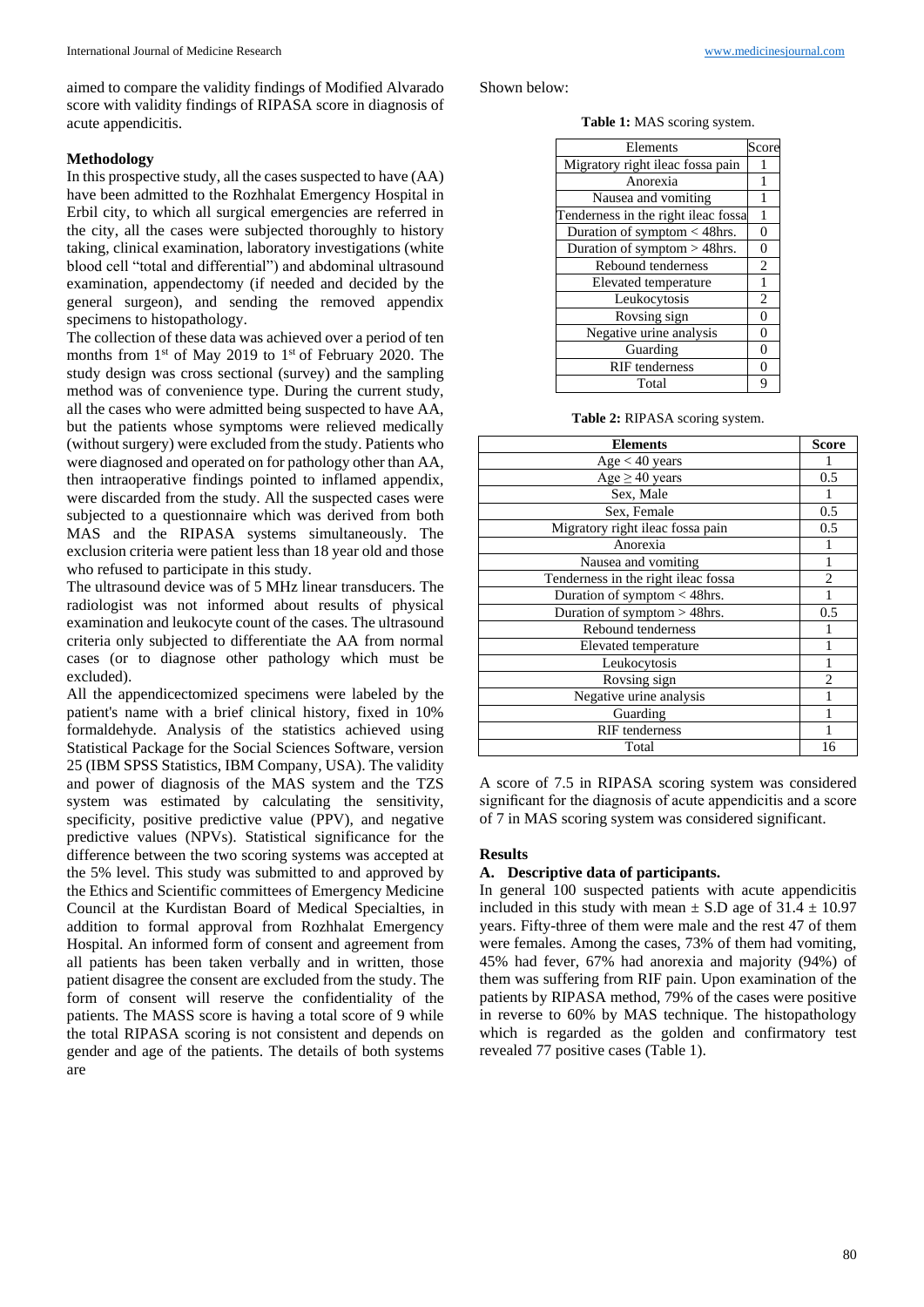aimed to compare the validity findings of Modified Alvarado score with validity findings of RIPASA score in diagnosis of acute appendicitis.

## Methodology

In this prospective study, all the cases suspected to have (AA) have been admitted to the Rozhhalat Emergency Hospital in Erbil city, to which all surgical emergencies are referred in the city, all the cases were subjected thoroughly to history taking, clinical examination, laboratory investigations (white blood cell "total and differential") and abdominal ultrasound examination, appendectomy (if needed and decided by the general surgeon), and sending the removed appendix specimens to histopathology.

The collection of these data was achieved over a period of ten months from 1st of May 2019 to 1st of February 2020. The study design was cross sectional (survey) and the sampling method was of convenience type. During the current study, all the cases who were admitted being suspected to have AA, but the patients whose symptoms were relieved medically (without surgery) were excluded from the study. Patients who were diagnosed and operated on for pathology other than AA, then intraoperative findings pointed to inflamed appendix, were discarded from the study. All the suspected cases were subjected to a questionnaire which was derived from both MAS and the RIPASA systems simultaneously. The exclusion criteria were patient less than 18 year old and those who refused to participate in this study.

The ultrasound device was of 5 MHz linear transducers. The radiologist was not informed about results of physical examination and leukocyte count of the cases. The ultrasound criteria only subjected to differentiate the AA from normal cases (or to diagnose other pathology which must be excluded).

All the appendicectomized specimens were labeled by the patient's name with a brief clinical history, fixed in 10% formaldehyde. Analysis of the statistics achieved using Statistical Package for the Social Sciences Software, version 25 (IBM SPSS Statistics, IBM Company, USA). The validity and power of diagnosis of the MAS system and the TZS system was estimated by calculating the sensitivity, specificity, positive predictive value (PPV), and negative predictive values (NPVs). Statistical significance for the difference between the two scoring systems was accepted at the 5% level. This study was submitted to and approved by the Ethics and Scientific committees of Emergency Medicine Council at the Kurdistan Board of Medical Specialties, in addition to formal approval from Rozhhalat Emergency Hospital. An informed form of consent and agreement from all patients has been taken verbally and in written, those patient disagree the consent are excluded from the study. The form of consent will reserve the confidentiality of the patients. The MASS score is having a total score of 9 while the total RIPASA scoring is not consistent and depends on gender and age of the patients. The details of both systems are

Shown below:

**Table 1:** MAS scoring system.

| Elements | Score |
|---|---|
| Migratory right ileac fossa pain | 1 |
| Anorexia | 1 |
| Nausea and vomiting | 1 |
| Tenderness in the right ileac fossa | 1 |
| Duration of symptom < 48hrs. | 0 |
| Duration of symptom > 48hrs. | 0 |
| Rebound tenderness | 2 |
| Elevated temperature | 1 |
| Leukocytosis | 2 |
| Rovsing sign | 0 |
| Negative urine analysis | 0 |
| Guarding | 0 |
| RIF tenderness | 0 |
| Total | 9 |

**Table 2:** RIPASA scoring system.

| **Elements** | **Score** |
|---|---|
| Age < 40 years | 1 |
| Age ≥ 40 years | 0.5 |
| Sex, Male | 1 |
| Sex, Female | 0.5 |
| Migratory right ileac fossa pain | 0.5 |
| Anorexia | 1 |
| Nausea and vomiting | 1 |
| Tenderness in the right ileac fossa | 2 |
| Duration of symptom < 48hrs. | 1 |
| Duration of symptom > 48hrs. | 0.5 |
| Rebound tenderness | 1 |
| Elevated temperature | 1 |
| Leukocytosis | 1 |
| Rovsing sign | 2 |
| Negative urine analysis | 1 |
| Guarding | 1 |
| RIF tenderness | 1 |
| Total | 16 |

A score of 7.5 in RIPASA scoring system was considered significant for the diagnosis of acute appendicitis and a score of 7 in MAS scoring system was considered significant.

## Results

### A. Descriptive data of participants.

In general 100 suspected patients with acute appendicitis included in this study with mean ± S.D age of 31.4 ± 10.97 years. Fifty-three of them were male and the rest 47 of them were females. Among the cases, 73% of them had vomiting, 45% had fever, 67% had anorexia and majority (94%) of them was suffering from RIF pain. Upon examination of the patients by RIPASA method, 79% of the cases were positive in reverse to 60% by MAS technique. The histopathology which is regarded as the golden and confirmatory test revealed 77 positive cases (Table 1).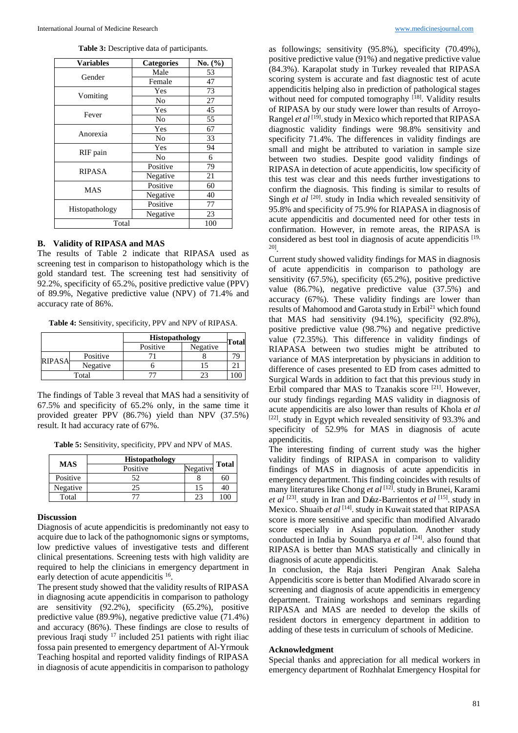**Table 3:** Descriptive data of participants.

| Variables | Categories | No. (%) |
|---|---|---|
| Gender | Male | 53 |
| | Female | 47 |
| Vomiting | Yes | 73 |
| | No | 27 |
| Fever | Yes | 45 |
| | No | 55 |
| Anorexia | Yes | 67 |
| | No | 33 |
| RIF pain | Yes | 94 |
| | No | 6 |
| RIPASA | Positive | 79 |
| | Negative | 21 |
| MAS | Positive | 60 |
| | Negative | 40 |
| Histopathology | Positive | 77 |
| | Negative | 23 |
| Total | | 100 |

### B. Validity of RIPASA and MAS

The results of Table 2 indicate that RIPASA used as screening test in comparison to histopathology which is the gold standard test. The screening test had sensitivity of 92.2%, specificity of 65.2%, positive predictive value (PPV) of 89.9%, Negative predictive value (NPV) of 71.4% and accuracy rate of 86%.

**Table 4:** Sensitivity, specificity, PPV and NPV of RIPASA.

| | | Histopathology | | Total |
|---|---|---|---|---|
| | | Positive | Negative | |
| RIPASA | Positive | 71 | 8 | 79 |
| | Negative | 6 | 15 | 21 |
| Total | | 77 | 23 | 100 |

The findings of Table 3 reveal that MAS had a sensitivity of 67.5% and specificity of 65.2% only, in the same time it provided greater PPV (86.7%) yield than NPV (37.5%) result. It had accuracy rate of 67%.

**Table 5:** Sensitivity, specificity, PPV and NPV of MAS.

| MAS | Histopathology | | Total |
|---|---|---|---|
| | Positive | Negative | |
| Positive | 52 | 8 | 60 |
| Negative | 25 | 15 | 40 |
| Total | 77 | 23 | 100 |

## Discussion

Diagnosis of acute appendicitis is predominantly not easy to acquire due to lack of the pathognomonic signs or symptoms, low predictive values of investigative tests and different clinical presentations. Screening tests with high validity are required to help the clinicians in emergency department in early detection of acute appendicitis [16].

The present study showed that the validity results of RIPASA in diagnosing acute appendicitis in comparison to pathology are sensitivity (92.2%), specificity (65.2%), positive predictive value (89.9%), negative predictive value (71.4%) and accuracy (86%). These findings are close to results of previous Iraqi study [17] included 251 patients with right iliac fossa pain presented to emergency department of Al-Yrmouk Teaching hospital and reported validity findings of RIPASA in diagnosis of acute appendicitis in comparison to pathology as followings; sensitivity (95.8%), specificity (70.49%), positive predictive value (91%) and negative predictive value (84.3%). Karapolat study in Turkey revealed that RIPASA scoring system is accurate and fast diagnostic test of acute appendicitis helping also in prediction of pathological stages without need for computed tomography [18]. Validity results of RIPASA by our study were lower than results of Arroyo-Rangel *et al* [19]. study in Mexico which reported that RIPASA diagnostic validity findings were 98.8% sensitivity and specificity 71.4%. The differences in validity findings are small and might be attributed to variation in sample size between two studies. Despite good validity findings of RIPASA in detection of acute appendicitis, low specificity of this test was clear and this needs further investigations to confirm the diagnosis. This finding is similar to results of Singh *et al* [20]. study in India which revealed sensitivity of 95.8% and specificity of 75.9% for RIAPASA in diagnosis of acute appendicitis and documented need for other tests in confirmation. However, in remote areas, the RIPASA is considered as best tool in diagnosis of acute appendicitis [19, 20].

Current study showed validity findings for MAS in diagnosis of acute appendicitis in comparison to pathology are sensitivity (67.5%), specificity (65.2%), positive predictive value (86.7%), negative predictive value (37.5%) and accuracy (67%). These validity findings are lower than results of Mahomood and Garota study in Erbil[21] which found that MAS had sensitivity (94.1%), specificity (92.8%), positive predictive value (98.7%) and negative predictive value (72.35%). This difference in validity findings of RIAPASA between two studies might be attributed to variance of MAS interpretation by physicians in addition to difference of cases presented to ED from cases admitted to Surgical Wards in addition to fact that this previous study in Erbil compared thar MAS to Tzanakis score [21]. However, our study findings regarding MAS validity in diagnosis of acute appendicitis are also lower than results of Khola *et al* [22]. study in Egypt which revealed sensitivity of 93.3% and specificity of 52.9% for MAS in diagnosis of acute appendicitis.

The interesting finding of current study was the higher validity findings of RIPASA in comparison to validity findings of MAS in diagnosis of acute appendicitis in emergency department. This finding coincides with results of many literatures like Chong *et al* [12]. study in Brunei, Karami *et al* [23]. study in Iran and Díaz-Barrientos *et al* [15]. study in Mexico. Shuaib *et al* [14]. study in Kuwait stated that RIPASA score is more sensitive and specific than modified Alvarado score especially in Asian population. Another study conducted in India by Soundharya *et al* [24]. also found that RIPASA is better than MAS statistically and clinically in diagnosis of acute appendicitis.

In conclusion, the Raja Isteri Pengiran Anak Saleha Appendicitis score is better than Modified Alvarado score in screening and diagnosis of acute appendicitis in emergency department. Training workshops and seminars regarding RIPASA and MAS are needed to develop the skills of resident doctors in emergency department in addition to adding of these tests in curriculum of schools of Medicine.

## Acknowledgment

Special thanks and appreciation for all medical workers in emergency department of Rozhhalat Emergency Hospital for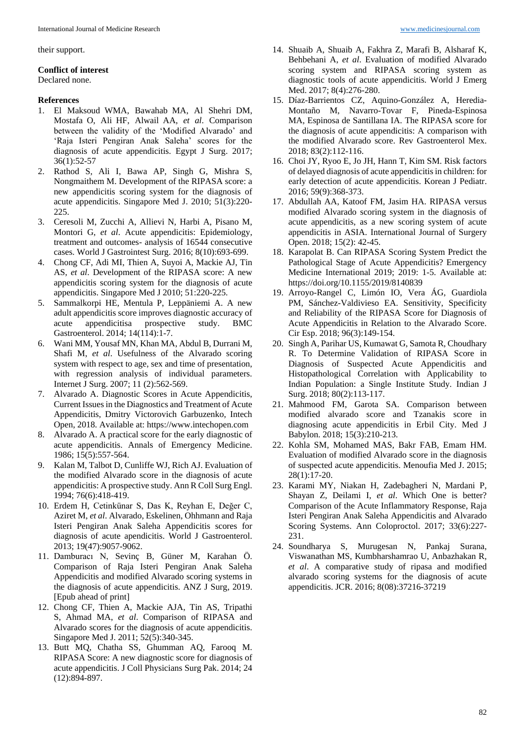their support.

**Conflict of interest**
Declared none.

**References**

1. El Maksoud WMA, Bawahab MA, Al Shehri DM, Mostafa O, Ali HF, Alwail AA, *et al*. Comparison between the validity of the 'Modified Alvarado' and 'Raja Isteri Pengiran Anak Saleha' scores for the diagnosis of acute appendicitis. Egypt J Surg. 2017; 36(1):52-57
2. Rathod S, Ali I, Bawa AP, Singh G, Mishra S, Nongmaithem M. Development of the RIPASA score: a new appendicitis scoring system for the diagnosis of acute appendicitis. Singapore Med J. 2010; 51(3):220-225.
3. Ceresoli M, Zucchi A, Allievi N, Harbi A, Pisano M, Montori G, *et al*. Acute appendicitis: Epidemiology, treatment and outcomes- analysis of 16544 consecutive cases. World J Gastrointest Surg. 2016; 8(10):693-699.
4. Chong CF, Adi MI, Thien A, Suyoi A, Mackie AJ, Tin AS, *et al*. Development of the RIPASA score: A new appendicitis scoring system for the diagnosis of acute appendicitis. Singapore Med J 2010; 51:220-225.
5. Sammalkorpi HE, Mentula P, Leppäniemi A. A new adult appendicitis score improves diagnostic accuracy of acute appendicitisa prospective study. BMC Gastroenterol. 2014; 14(114):1-7.
6. Wani MM, Yousaf MN, Khan MA, Abdul B, Durrani M, Shafi M, *et al*. Usefulness of the Alvarado scoring system with respect to age, sex and time of presentation, with regression analysis of individual parameters. Internet J Surg. 2007; 11 (2):562-569.
7. Alvarado A. Diagnostic Scores in Acute Appendicitis, Current Issues in the Diagnostics and Treatment of Acute Appendicitis, Dmitry Victorovich Garbuzenko, Intech Open, 2018. Available at: https://www.intechopen.com
8. Alvarado A. A practical score for the early diagnostic of acute appendicitis. Annals of Emergency Medicine. 1986; 15(5):557-564.
9. Kalan M, Talbot D, Cunliffe WJ, Rich AJ. Evaluation of the modified Alvarado score in the diagnosis of acute appendicitis: A prospective study. Ann R Coll Surg Engl. 1994; 76(6):418-419.
10. Erdem H, Cetinkünar S, Das K, Reyhan E, Değer C, Aziret M, *et al*. Alvarado, Eskelinen, Ohhmann and Raja Isteri Pengiran Anak Saleha Appendicitis scores for diagnosis of acute apendicitis. World J Gastroenterol. 2013; 19(47):9057-9062.
11. Damburacı N, Sevinç B, Güner M, Karahan Ö. Comparison of Raja Isteri Pengiran Anak Saleha Appendicitis and modified Alvarado scoring systems in the diagnosis of acute appendicitis. ANZ J Surg, 2019. [Epub ahead of print]
12. Chong CF, Thien A, Mackie AJA, Tin AS, Tripathi S, Ahmad MA, *et al*. Comparison of RIPASA and Alvarado scores for the diagnosis of acute appendicitis. Singapore Med J. 2011; 52(5):340-345.
13. Butt MQ, Chatha SS, Ghumman AQ, Farooq M. RIPASA Score: A new diagnostic score for diagnosis of acute appendicitis. J Coll Physicians Surg Pak. 2014; 24 (12):894-897.
14. Shuaib A, Shuaib A, Fakhra Z, Marafi B, Alsharaf K, Behbehani A, *et al*. Evaluation of modified Alvarado scoring system and RIPASA scoring system as diagnostic tools of acute appendicitis. World J Emerg Med. 2017; 8(4):276-280.
15. Díaz-Barrientos CZ, Aquino-González A, Heredia-Montaño M, Navarro-Tovar F, Pineda-Espinosa MA, Espinosa de Santillana IA. The RIPASA score for the diagnosis of acute appendicitis: A comparison with the modified Alvarado score. Rev Gastroenterol Mex. 2018; 83(2):112-116.
16. Choi JY, Ryoo E, Jo JH, Hann T, Kim SM. Risk factors of delayed diagnosis of acute appendicitis in children: for early detection of acute appendicitis. Korean J Pediatr. 2016; 59(9):368-373.
17. Abdullah AA, Katoof FM, Jasim HA. RIPASA versus modified Alvarado scoring system in the diagnosis of acute appendicitis, as a new scoring system of acute appendicitis in ASIA. International Journal of Surgery Open. 2018; 15(2): 42-45.
18. Karapolat B. Can RIPASA Scoring System Predict the Pathological Stage of Acute Appendicitis? Emergency Medicine International 2019; 2019: 1-5. Available at: https://doi.org/10.1155/2019/8140839
19. Arroyo-Rangel C, Limón IO, Vera ÁG, Guardiola PM, Sánchez-Valdivieso EA. Sensitivity, Specificity and Reliability of the RIPASA Score for Diagnosis of Acute Appendicitis in Relation to the Alvarado Score. Cir Esp. 2018; 96(3):149-154.
20. Singh A, Parihar US, Kumawat G, Samota R, Choudhary R. To Determine Validation of RIPASA Score in Diagnosis of Suspected Acute Appendicitis and Histopathological Correlation with Applicability to Indian Population: a Single Institute Study. Indian J Surg. 2018; 80(2):113-117.
21. Mahmood FM, Garota SA. Comparison between modified alvarado score and Tzanakis score in diagnosing acute appendicitis in Erbil City. Med J Babylon. 2018; 15(3):210-213.
22. Kohla SM, Mohamed MAS, Bakr FAB, Emam HM. Evaluation of modified Alvarado score in the diagnosis of suspected acute appendicitis. Menoufia Med J. 2015; 28(1):17-20.
23. Karami MY, Niakan H, Zadebagheri N, Mardani P, Shayan Z, Deilami I, *et al*. Which One is better? Comparison of the Acute Inflammatory Response, Raja Isteri Pengiran Anak Saleha Appendicitis and Alvarado Scoring Systems. Ann Coloproctol. 2017; 33(6):227-231.
24. Soundharya S, Murugesan N, Pankaj Surana, Viswanathan MS, Kumbharshamrao U, Anbazhakan R, *et al*. A comparative study of ripasa and modified alvarado scoring systems for the diagnosis of acute appendicitis. JCR. 2016; 8(08):37216-37219